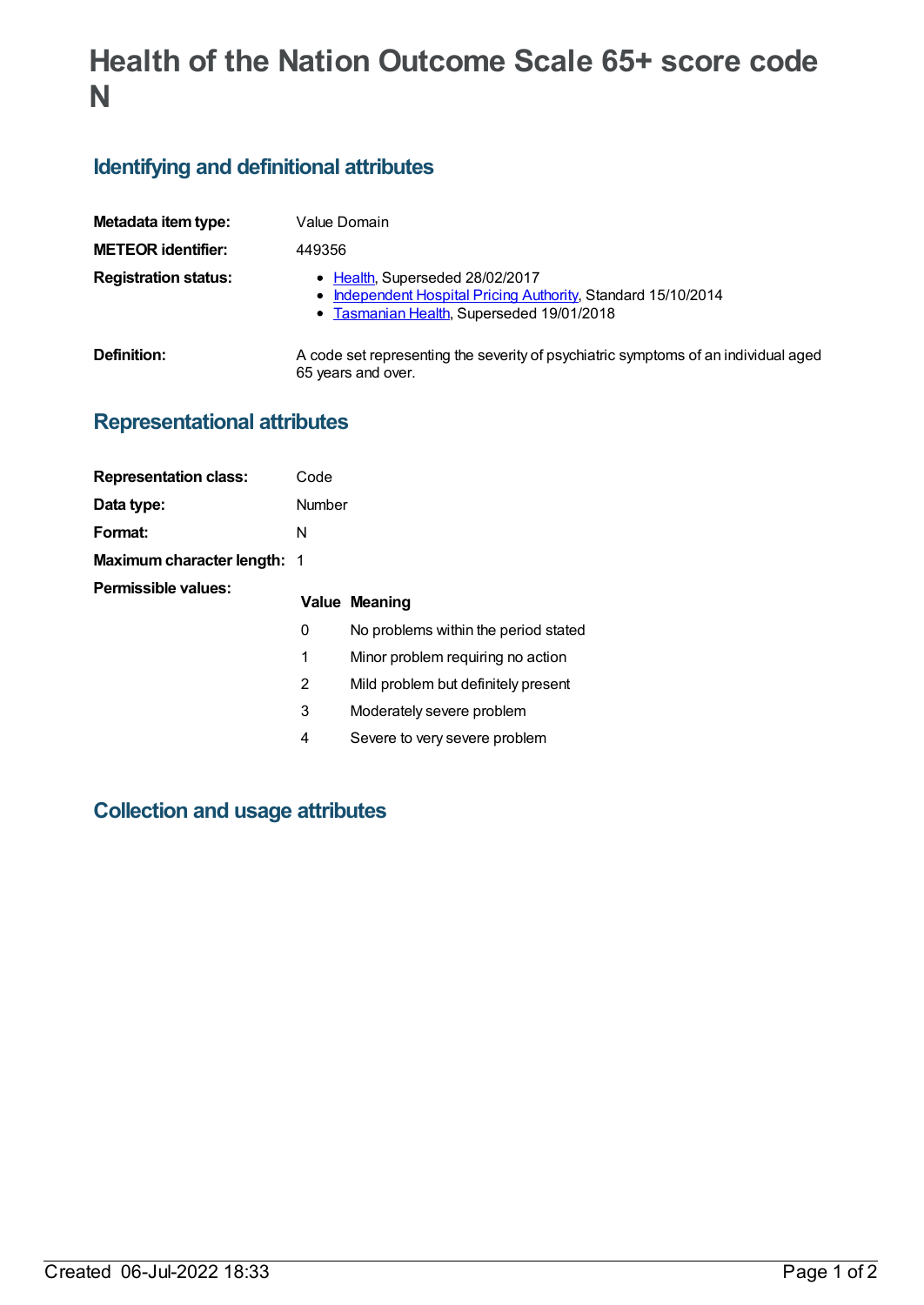# Health of the Nation Outcome Scale 65+ score code N

## Identifying and definitional attributes

**Metadata item type:** Value Domain

**METEOR identifier:** 449356

**Registration status:**

- Health, Superseded 28/02/2017
- Independent Hospital Pricing Authority, Standard 15/10/2014
- Tasmanian Health, Superseded 19/01/2018

**Definition:** A code set representing the severity of psychiatric symptoms of an individual aged 65 years and over.

## Representational attributes

**Representation class:** Code

**Data type:** Number

**Format:** N

**Maximum character length:** 1

**Permissible values:**

| Value | Meaning |
|---|---|
| 0 | No problems within the period stated |
| 1 | Minor problem requiring no action |
| 2 | Mild problem but definitely present |
| 3 | Moderately severe problem |
| 4 | Severe to very severe problem |

## Collection and usage attributes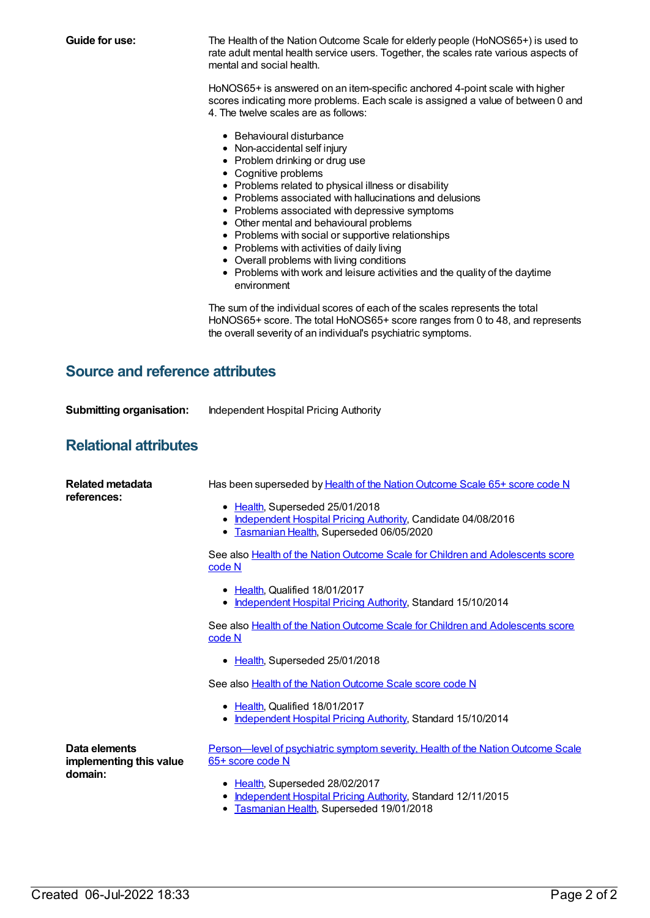**Guide for use:**

The Health of the Nation Outcome Scale for elderly people (HoNOS65+) is used to rate adult mental health service users. Together, the scales rate various aspects of mental and social health.

HoNOS65+ is answered on an item-specific anchored 4-point scale with higher scores indicating more problems. Each scale is assigned a value of between 0 and 4. The twelve scales are as follows:

- Behavioural disturbance
- Non-accidental self injury
- Problem drinking or drug use
- Cognitive problems
- Problems related to physical illness or disability
- Problems associated with hallucinations and delusions
- Problems associated with depressive symptoms
- Other mental and behavioural problems
- Problems with social or supportive relationships
- Problems with activities of daily living
- Overall problems with living conditions
- Problems with work and leisure activities and the quality of the daytime environment

The sum of the individual scores of each of the scales represents the total HoNOS65+ score. The total HoNOS65+ score ranges from 0 to 48, and represents the overall severity of an individual's psychiatric symptoms.

## Source and reference attributes

**Submitting organisation:** Independent Hospital Pricing Authority

## Relational attributes

**Related metadata references:**

Has been superseded by Health of the Nation Outcome Scale 65+ score code N

- Health, Superseded 25/01/2018
- Independent Hospital Pricing Authority, Candidate 04/08/2016
- Tasmanian Health, Superseded 06/05/2020

See also Health of the Nation Outcome Scale for Children and Adolescents score code N

- Health, Qualified 18/01/2017
- Independent Hospital Pricing Authority, Standard 15/10/2014

See also Health of the Nation Outcome Scale for Children and Adolescents score code N

- Health, Superseded 25/01/2018

See also Health of the Nation Outcome Scale score code N

- Health, Qualified 18/01/2017
- Independent Hospital Pricing Authority, Standard 15/10/2014

**Data elements implementing this value domain:**

Person—level of psychiatric symptom severity, Health of the Nation Outcome Scale 65+ score code N

- Health, Superseded 28/02/2017
- Independent Hospital Pricing Authority, Standard 12/11/2015
- Tasmanian Health, Superseded 19/01/2018